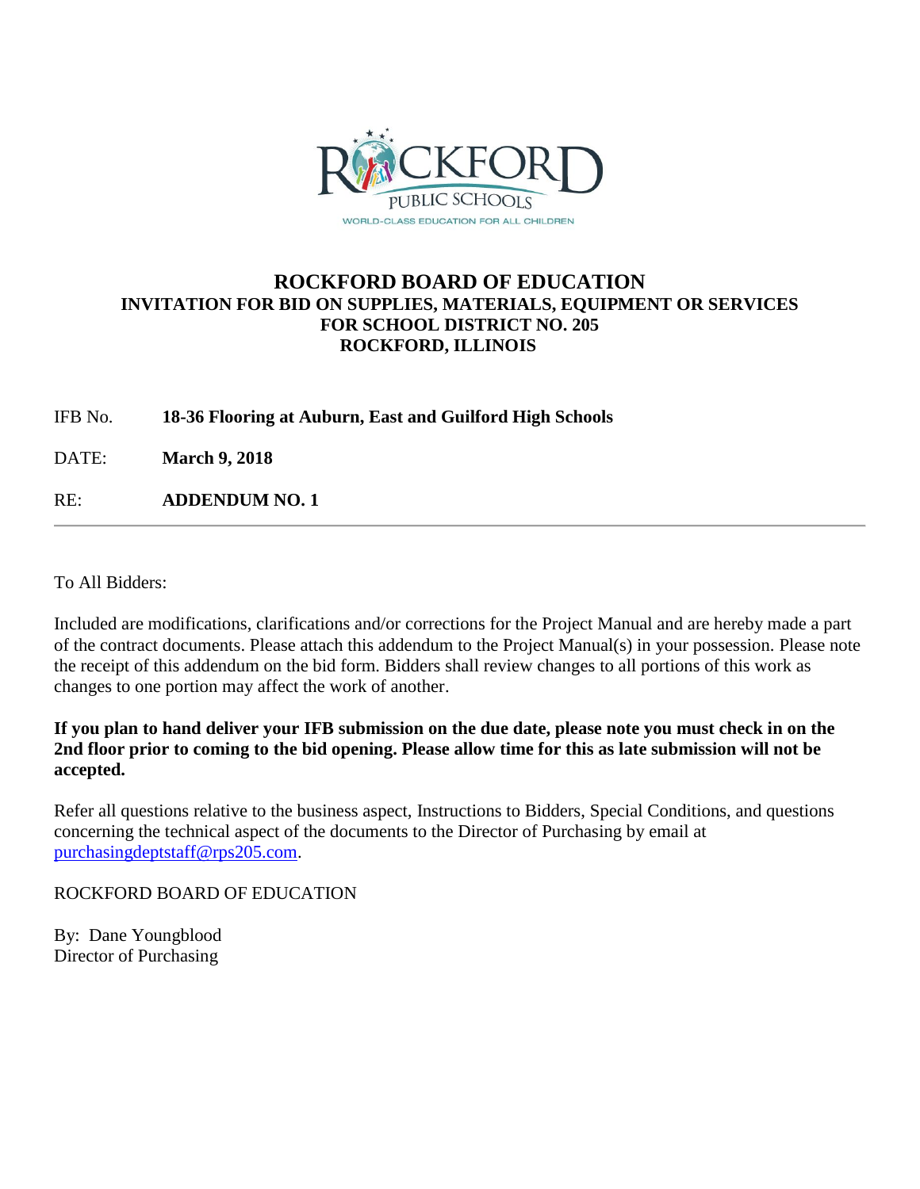ROCKFORD PUBLIC SCHOOLS

WORLD-CLASS EDUCATION FOR ALL CHILDREN

# ROCKFORD BOARD OF EDUCATION

## INVITATION FOR BID ON SUPPLIES, MATERIALS, EQUIPMENT OR SERVICES FOR SCHOOL DISTRICT NO. 205 ROCKFORD, ILLINOIS

IFB No. **18-36 Flooring at Auburn, East and Guilford High Schools**

DATE: **March 9, 2018**

RE: **ADDENDUM NO. 1**

---

To All Bidders:

Included are modifications, clarifications and/or corrections for the Project Manual and are hereby made a part of the contract documents. Please attach this addendum to the Project Manual(s) in your possession. Please note the receipt of this addendum on the bid form. Bidders shall review changes to all portions of this work as changes to one portion may affect the work of another.

**If you plan to hand deliver your IFB submission on the due date, please note you must check in on the 2nd floor prior to coming to the bid opening. Please allow time for this as late submission will not be accepted.**

Refer all questions relative to the business aspect, Instructions to Bidders, Special Conditions, and questions concerning the technical aspect of the documents to the Director of Purchasing by email at purchasingdeptstaff@rps205.com.

ROCKFORD BOARD OF EDUCATION

By: Dane Youngblood
Director of Purchasing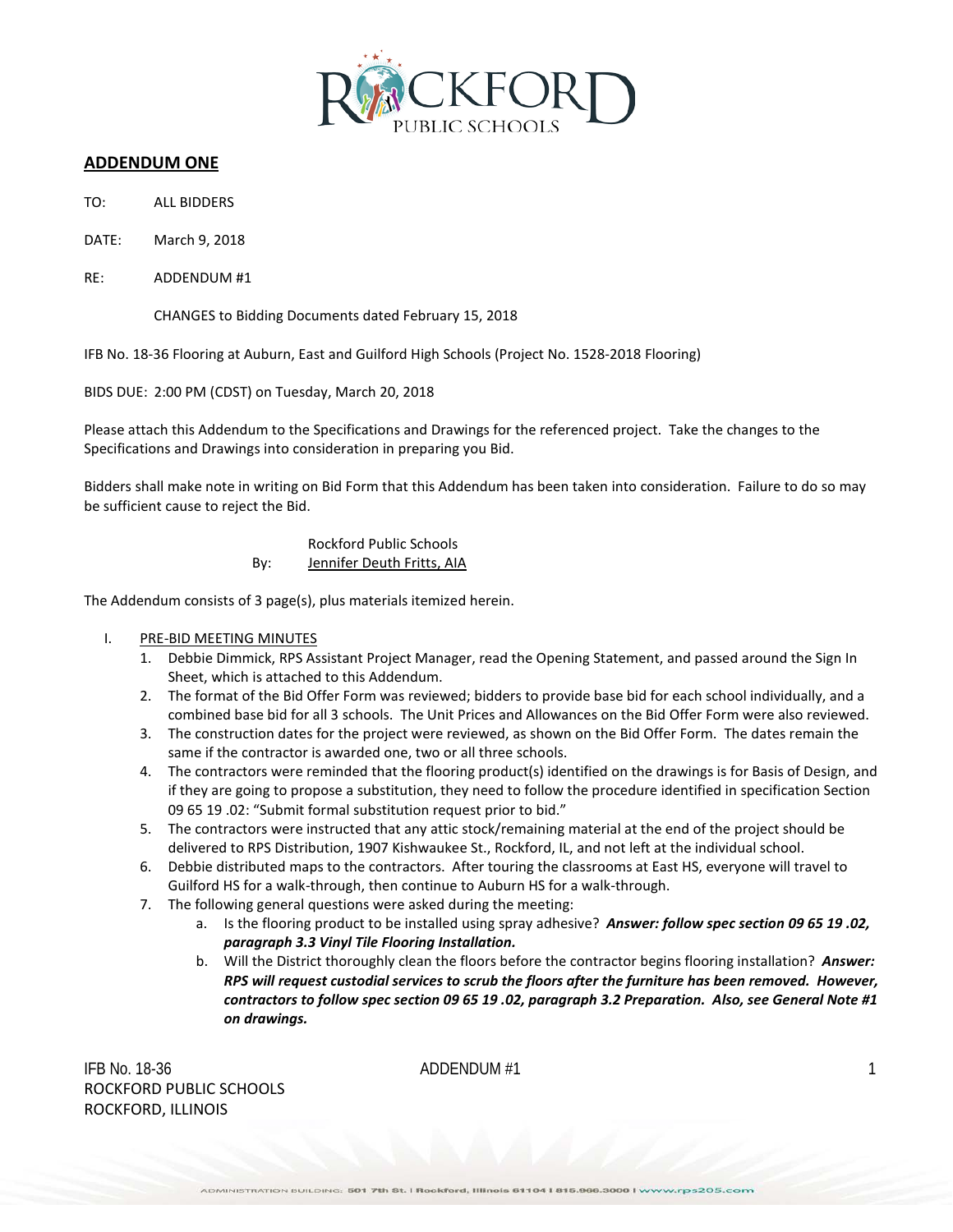## ADDENDUM ONE

TO: ALL BIDDERS

DATE: March 9, 2018

RE: ADDENDUM #1

CHANGES to Bidding Documents dated February 15, 2018

IFB No. 18-36 Flooring at Auburn, East and Guilford High Schools (Project No. 1528-2018 Flooring)

BIDS DUE: 2:00 PM (CDST) on Tuesday, March 20, 2018

Please attach this Addendum to the Specifications and Drawings for the referenced project. Take the changes to the Specifications and Drawings into consideration in preparing you Bid.

Bidders shall make note in writing on Bid Form that this Addendum has been taken into consideration. Failure to do so may be sufficient cause to reject the Bid.

Rockford Public Schools
By: Jennifer Deuth Fritts, AIA

The Addendum consists of 3 page(s), plus materials itemized herein.

I. PRE-BID MEETING MINUTES
   1. Debbie Dimmick, RPS Assistant Project Manager, read the Opening Statement, and passed around the Sign In Sheet, which is attached to this Addendum.
   2. The format of the Bid Offer Form was reviewed; bidders to provide base bid for each school individually, and a combined base bid for all 3 schools. The Unit Prices and Allowances on the Bid Offer Form were also reviewed.
   3. The construction dates for the project were reviewed, as shown on the Bid Offer Form. The dates remain the same if the contractor is awarded one, two or all three schools.
   4. The contractors were reminded that the flooring product(s) identified on the drawings is for Basis of Design, and if they are going to propose a substitution, they need to follow the procedure identified in specification Section 09 65 19 .02: "Submit formal substitution request prior to bid."
   5. The contractors were instructed that any attic stock/remaining material at the end of the project should be delivered to RPS Distribution, 1907 Kishwaukee St., Rockford, IL, and not left at the individual school.
   6. Debbie distributed maps to the contractors. After touring the classrooms at East HS, everyone will travel to Guilford HS for a walk-through, then continue to Auburn HS for a walk-through.
   7. The following general questions were asked during the meeting:
      a. Is the flooring product to be installed using spray adhesive? ***Answer: follow spec section 09 65 19 .02, paragraph 3.3 Vinyl Tile Flooring Installation.***
      b. Will the District thoroughly clean the floors before the contractor begins flooring installation? ***Answer: RPS will request custodial services to scrub the floors after the furniture has been removed. However, contractors to follow spec section 09 65 19 .02, paragraph 3.2 Preparation. Also, see General Note #1 on drawings.***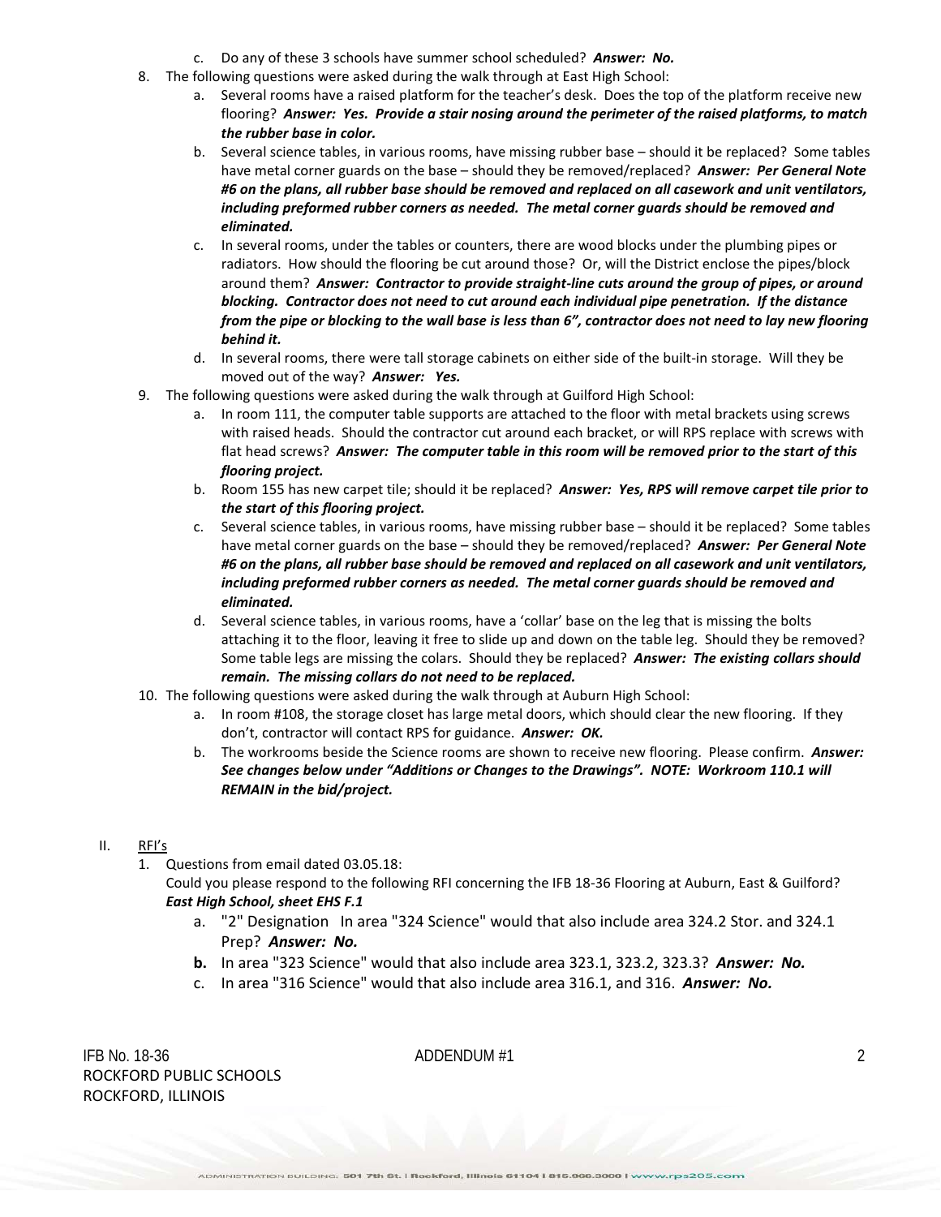c. Do any of these 3 schools have summer school scheduled? ***Answer: No.***

8. The following questions were asked during the walk through at East High School:
   a. Several rooms have a raised platform for the teacher's desk. Does the top of the platform receive new flooring? ***Answer: Yes. Provide a stair nosing around the perimeter of the raised platforms, to match the rubber base in color.***
   b. Several science tables, in various rooms, have missing rubber base – should it be replaced? Some tables have metal corner guards on the base – should they be removed/replaced? ***Answer: Per General Note #6 on the plans, all rubber base should be removed and replaced on all casework and unit ventilators, including preformed rubber corners as needed. The metal corner guards should be removed and eliminated.***
   c. In several rooms, under the tables or counters, there are wood blocks under the plumbing pipes or radiators. How should the flooring be cut around those? Or, will the District enclose the pipes/block around them? ***Answer: Contractor to provide straight-line cuts around the group of pipes, or around blocking. Contractor does not need to cut around each individual pipe penetration. If the distance from the pipe or blocking to the wall base is less than 6", contractor does not need to lay new flooring behind it.***
   d. In several rooms, there were tall storage cabinets on either side of the built-in storage. Will they be moved out of the way? ***Answer: Yes.***

9. The following questions were asked during the walk through at Guilford High School:
   a. In room 111, the computer table supports are attached to the floor with metal brackets using screws with raised heads. Should the contractor cut around each bracket, or will RPS replace with screws with flat head screws? ***Answer: The computer table in this room will be removed prior to the start of this flooring project.***
   b. Room 155 has new carpet tile; should it be replaced? ***Answer: Yes, RPS will remove carpet tile prior to the start of this flooring project.***
   c. Several science tables, in various rooms, have missing rubber base – should it be replaced? Some tables have metal corner guards on the base – should they be removed/replaced? ***Answer: Per General Note #6 on the plans, all rubber base should be removed and replaced on all casework and unit ventilators, including preformed rubber corners as needed. The metal corner guards should be removed and eliminated.***
   d. Several science tables, in various rooms, have a 'collar' base on the leg that is missing the bolts attaching it to the floor, leaving it free to slide up and down on the table leg. Should they be removed? Some table legs are missing the colars. Should they be replaced? ***Answer: The existing collars should remain. The missing collars do not need to be replaced.***

10. The following questions were asked during the walk through at Auburn High School:
    a. In room #108, the storage closet has large metal doors, which should clear the new flooring. If they don't, contractor will contact RPS for guidance. ***Answer: OK.***
    b. The workrooms beside the Science rooms are shown to receive new flooring. Please confirm. ***Answer: See changes below under "Additions or Changes to the Drawings". NOTE: Workroom 110.1 will REMAIN in the bid/project.***

II. RFI's

1. Questions from email dated 03.05.18:
   Could you please respond to the following RFI concerning the IFB 18-36 Flooring at Auburn, East & Guilford?
   ***East High School, sheet EHS F.1***
   a. "2" Designation In area "324 Science" would that also include area 324.2 Stor. and 324.1 Prep? ***Answer: No.***
   **b.** In area "323 Science" would that also include area 323.1, 323.2, 323.3? ***Answer: No.***
   c. In area "316 Science" would that also include area 316.1, and 316. ***Answer: No.***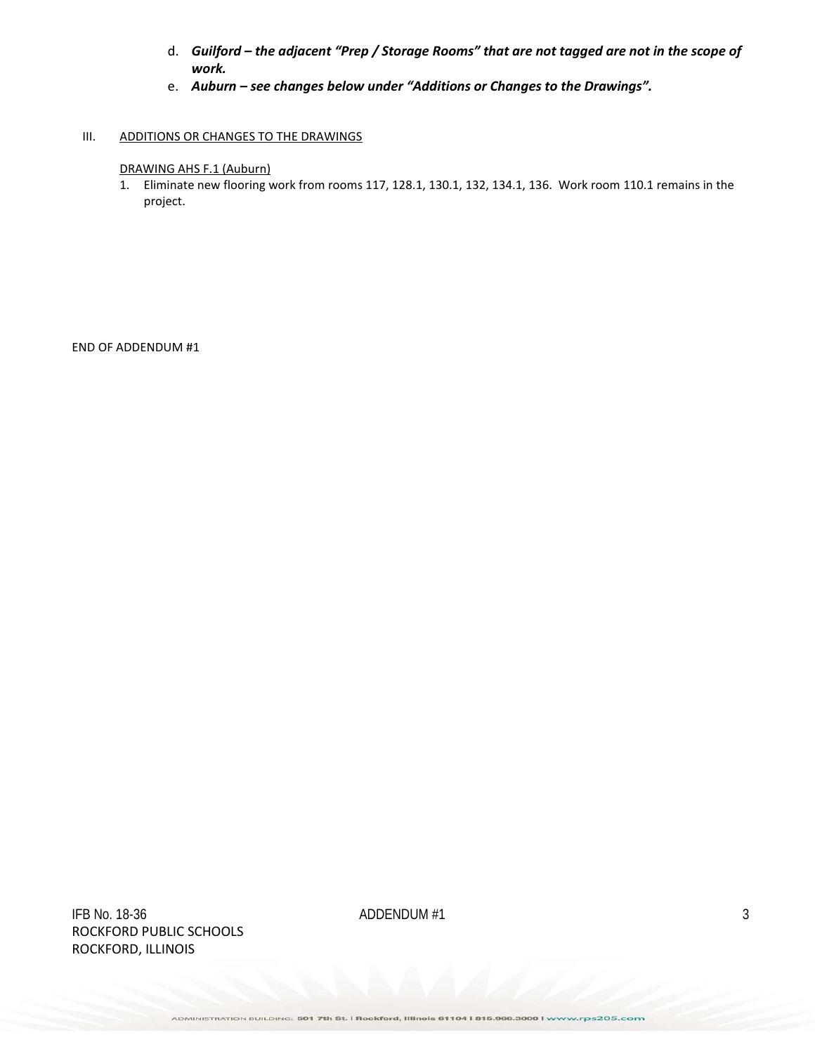d. ***Guilford – the adjacent "Prep / Storage Rooms" that are not tagged are not in the scope of work.***

e. ***Auburn – see changes below under "Additions or Changes to the Drawings".***

III. ADDITIONS OR CHANGES TO THE DRAWINGS

DRAWING AHS F.1 (Auburn)

1. Eliminate new flooring work from rooms 117, 128.1, 130.1, 132, 134.1, 136. Work room 110.1 remains in the project.

END OF ADDENDUM #1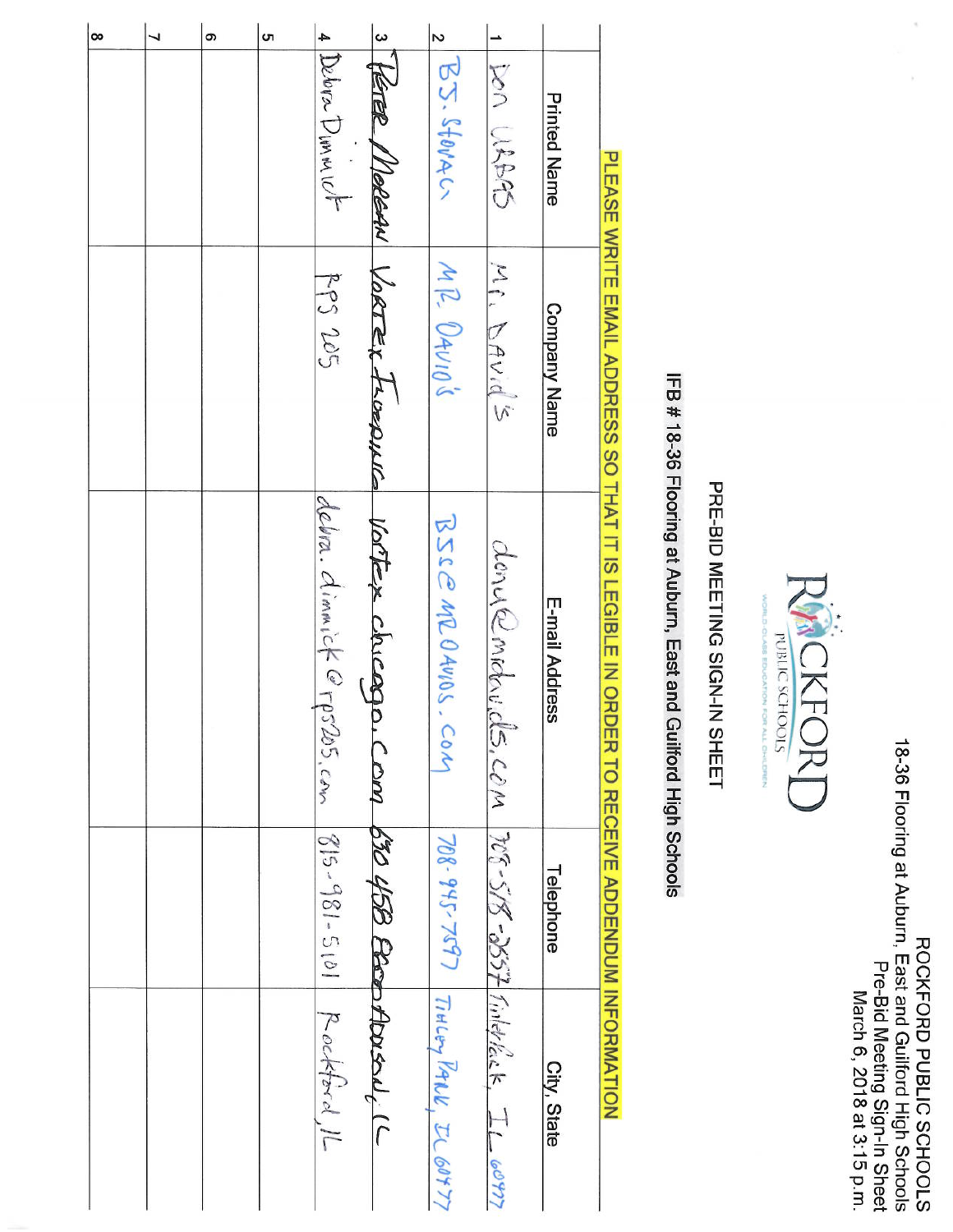ROCKFORD PUBLIC SCHOOLS
18-36 Flooring at Auburn, East and Guilford High Schools
Pre-Bid Meeting Sign-In Sheet
March 6, 2018 at 3:15 p.m.

ROCKFORD PUBLIC SCHOOLS
WORLD-CLASS EDUCATION FOR ALL CHILDREN

# PRE-BID MEETING SIGN-IN SHEET

## IFB # 18-36 Flooring at Auburn, East and Guilford High Schools

**PLEASE WRITE EMAIL ADDRESS SO THAT IT IS LEGIBLE IN ORDER TO RECEIVE ADDENDUM INFORMATION**

| | Printed Name | Company Name | E-mail Address | Telephone | City, State |
|---|---|---|---|---|---|
| 1 | Don URBAS | Mr. David's | donu@mrdavids.com | 708-518-3557 | Tinley Park, IL 60477 |
| 2 | BJ. StovAC | MR. DAVID'S | BJSC@MRDAVIDS.COM | 708-945-7597 | Tinley Park, IL 60477 |
| 3 | Peter Morgan | Vortex Flooring | vortex chicago.com | 630 458 8800 | Addison, IL |
| 4 | Debra Dimmick | RPS 205 | debra.dimmick@rps205.com | 815-981-5101 | Rockford, IL |
| 5 | | | | | |
| 6 | | | | | |
| 7 | | | | | |
| 8 | | | | | |